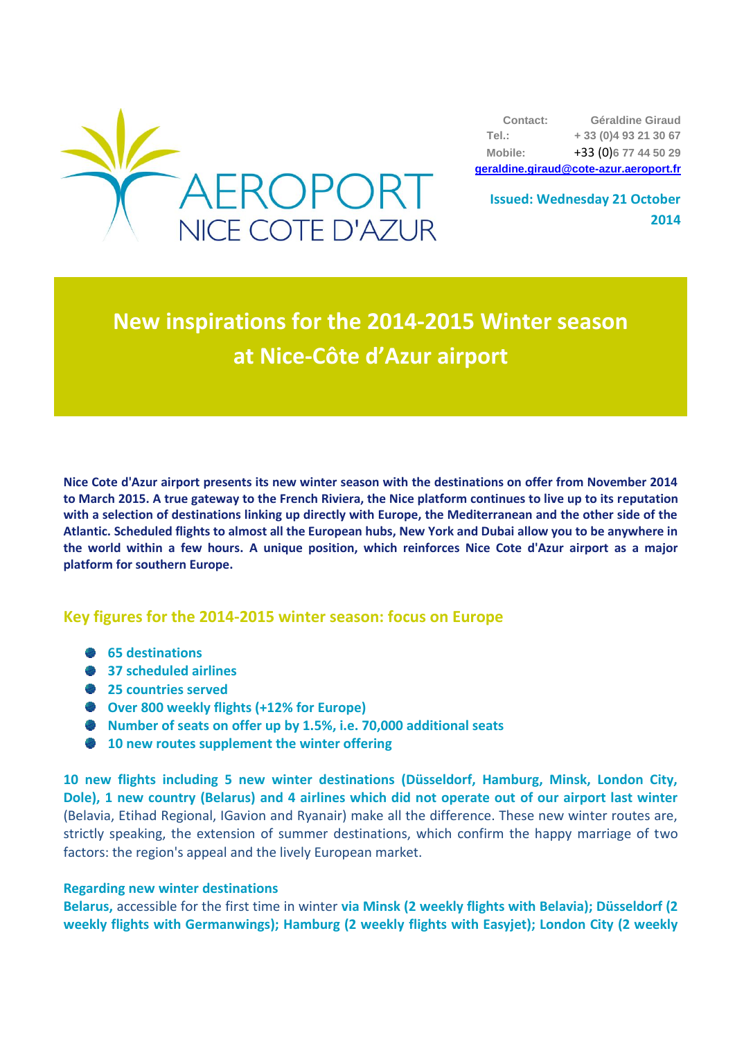AEROPORT NICE COTE D'AZUR

Contact: Géraldine Giraud
Tel.: + 33 (0)4 93 21 30 67
Mobile: +33 (0)6 77 44 50 29
geraldine.giraud@cote-azur.aeroport.fr

**Issued: Wednesday 21 October 2014**

# New inspirations for the 2014-2015 Winter season at Nice-Côte d'Azur airport

**Nice Cote d'Azur airport presents its new winter season with the destinations on offer from November 2014 to March 2015. A true gateway to the French Riviera, the Nice platform continues to live up to its reputation with a selection of destinations linking up directly with Europe, the Mediterranean and the other side of the Atlantic. Scheduled flights to almost all the European hubs, New York and Dubai allow you to be anywhere in the world within a few hours. A unique position, which reinforces Nice Cote d'Azur airport as a major platform for southern Europe.**

## Key figures for the 2014-2015 winter season: focus on Europe

- **65 destinations**
- **37 scheduled airlines**
- **25 countries served**
- **Over 800 weekly flights (+12% for Europe)**
- **Number of seats on offer up by 1.5%, i.e. 70,000 additional seats**
- **10 new routes supplement the winter offering**

**10 new flights including 5 new winter destinations (Düsseldorf, Hamburg, Minsk, London City, Dole), 1 new country (Belarus) and 4 airlines which did not operate out of our airport last winter** (Belavia, Etihad Regional, IGavion and Ryanair) make all the difference. These new winter routes are, strictly speaking, the extension of summer destinations, which confirm the happy marriage of two factors: the region's appeal and the lively European market.

### Regarding new winter destinations

**Belarus,** accessible for the first time in winter **via Minsk (2 weekly flights with Belavia); Düsseldorf (2 weekly flights with Germanwings); Hamburg (2 weekly flights with Easyjet); London City (2 weekly**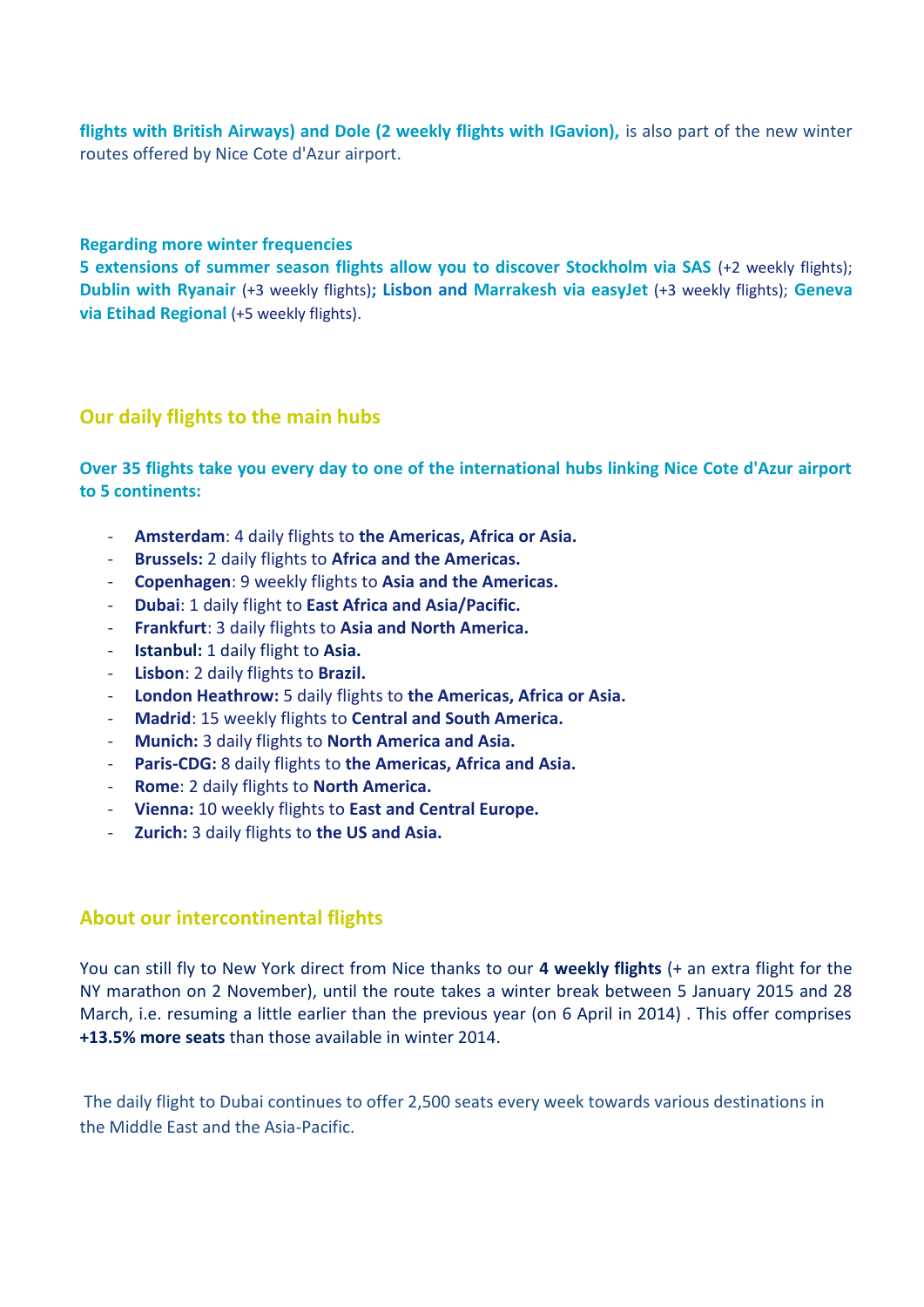**flights with British Airways) and Dole (2 weekly flights with IGavion),** is also part of the new winter routes offered by Nice Cote d'Azur airport.

**Regarding more winter frequencies**

**5 extensions of summer season flights allow you to discover Stockholm via SAS** (+2 weekly flights); **Dublin with Ryanair** (+3 weekly flights)**; Lisbon and Marrakesh via easyJet** (+3 weekly flights); **Geneva via Etihad Regional** (+5 weekly flights).

## Our daily flights to the main hubs

**Over 35 flights take you every day to one of the international hubs linking Nice Cote d'Azur airport to 5 continents:**

- **Amsterdam**: 4 daily flights to **the Americas, Africa or Asia.**
- **Brussels:** 2 daily flights to **Africa and the Americas.**
- **Copenhagen**: 9 weekly flights to **Asia and the Americas.**
- **Dubai**: 1 daily flight to **East Africa and Asia/Pacific.**
- **Frankfurt**: 3 daily flights to **Asia and North America.**
- **Istanbul:** 1 daily flight to **Asia.**
- **Lisbon**: 2 daily flights to **Brazil.**
- **London Heathrow:** 5 daily flights to **the Americas, Africa or Asia.**
- **Madrid**: 15 weekly flights to **Central and South America.**
- **Munich:** 3 daily flights to **North America and Asia.**
- **Paris-CDG:** 8 daily flights to **the Americas, Africa and Asia.**
- **Rome**: 2 daily flights to **North America.**
- **Vienna:** 10 weekly flights to **East and Central Europe.**
- **Zurich:** 3 daily flights to **the US and Asia.**

## About our intercontinental flights

You can still fly to New York direct from Nice thanks to our **4 weekly flights** (+ an extra flight for the NY marathon on 2 November), until the route takes a winter break between 5 January 2015 and 28 March, i.e. resuming a little earlier than the previous year (on 6 April in 2014) . This offer comprises **+13.5% more seats** than those available in winter 2014.

The daily flight to Dubai continues to offer 2,500 seats every week towards various destinations in the Middle East and the Asia-Pacific.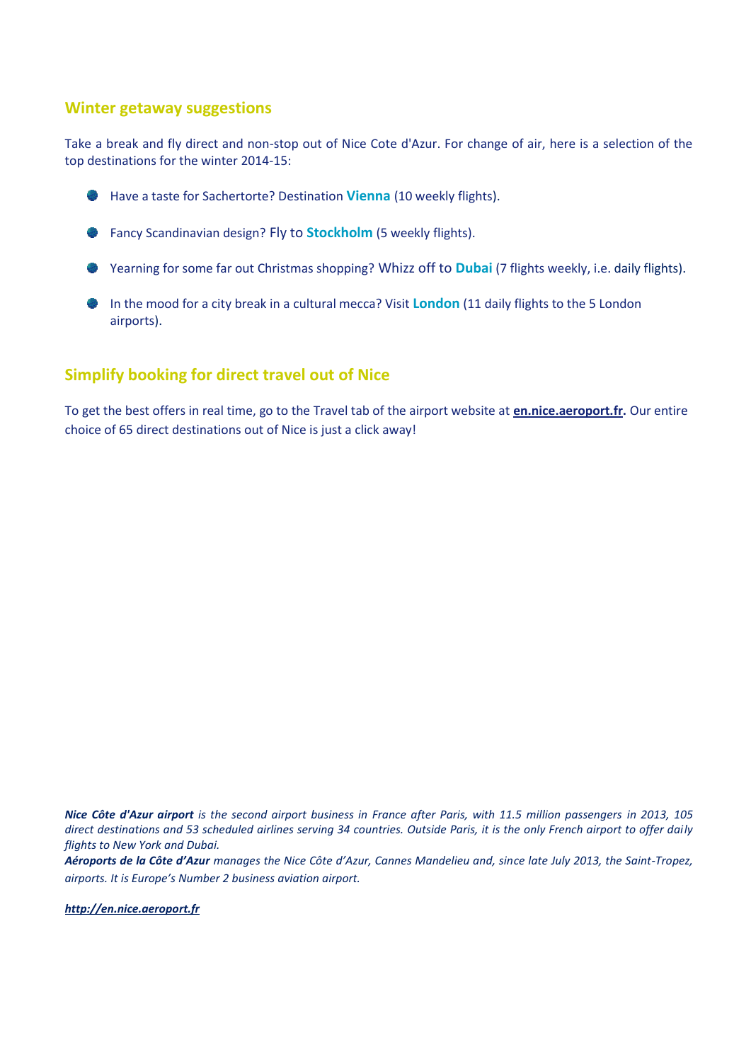## Winter getaway suggestions

Take a break and fly direct and non-stop out of Nice Cote d'Azur. For change of air, here is a selection of the top destinations for the winter 2014-15:

- Have a taste for Sachertorte? Destination **Vienna** (10 weekly flights).
- Fancy Scandinavian design? Fly to **Stockholm** (5 weekly flights).
- Yearning for some far out Christmas shopping? Whizz off to **Dubai** (7 flights weekly, i.e. daily flights).
- In the mood for a city break in a cultural mecca? Visit **London** (11 daily flights to the 5 London airports).

## Simplify booking for direct travel out of Nice

To get the best offers in real time, go to the Travel tab of the airport website at **en.nice.aeroport.fr.** Our entire choice of 65 direct destinations out of Nice is just a click away!

***Nice Côte d'Azur airport*** *is the second airport business in France after Paris, with 11.5 million passengers in 2013, 105 direct destinations and 53 scheduled airlines serving 34 countries. Outside Paris, it is the only French airport to offer daily flights to New York and Dubai.*

***Aéroports de la Côte d'Azur*** *manages the Nice Côte d'Azur, Cannes Mandelieu and, since late July 2013, the Saint-Tropez, airports. It is Europe's Number 2 business aviation airport.*

***http://en.nice.aeroport.fr***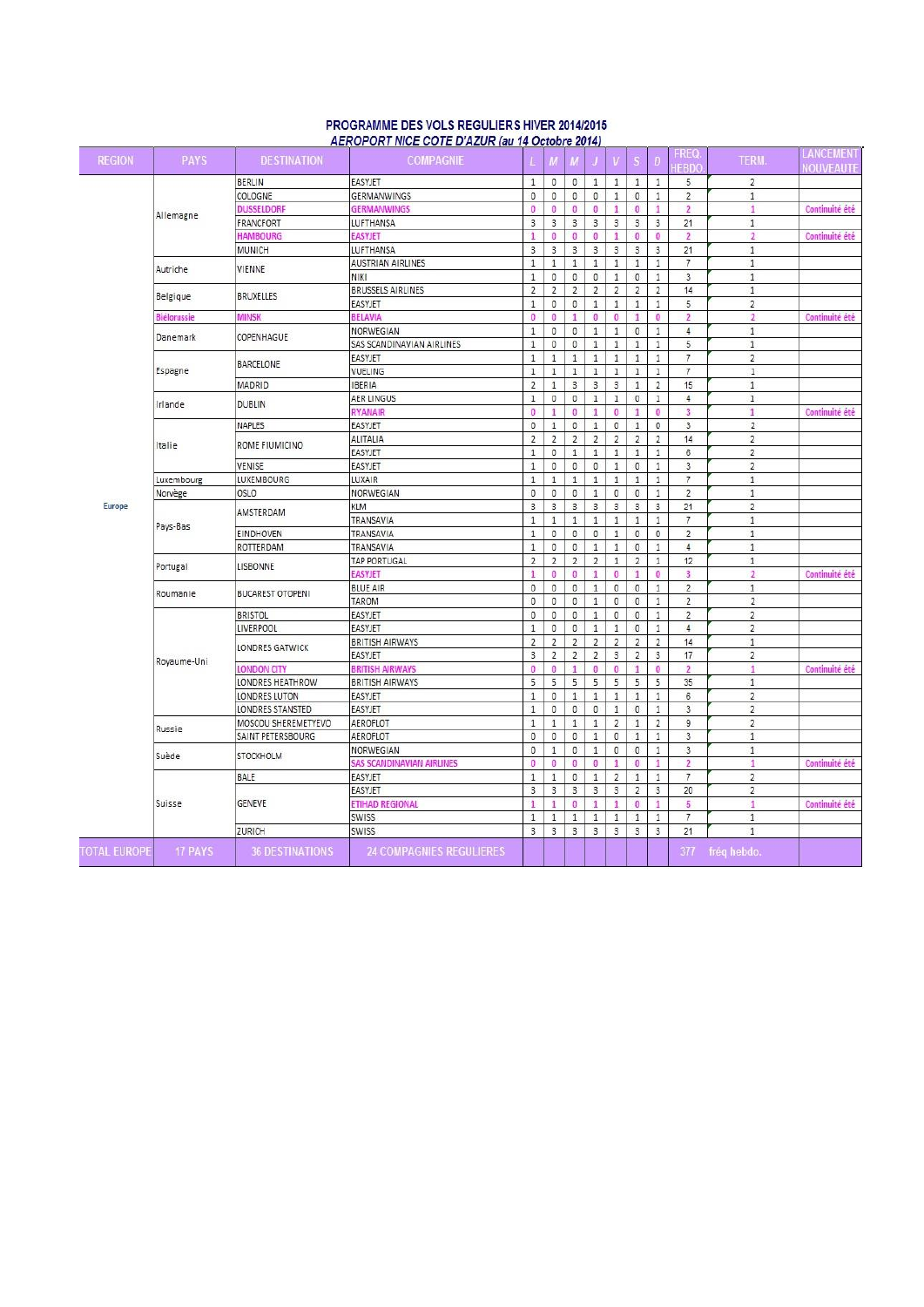**PROGRAMME DES VOLS REGULIERS HIVER 2014/2015**

***AEROPORT NICE COTE D'AZUR (au 14 Octobre 2014)***

| REGION | PAYS | DESTINATION | COMPAGNIE | L | M | M | J | V | S | D | FREQ. HEBDO. | TERM. | LANCEMENT NOUVEAUTE |
|---|---|---|---|---|---|---|---|---|---|---|---|---|---|
| Europe | Allemagne | BERLIN | EASYJET | 1 | 0 | 0 | 1 | 1 | 1 | 1 | 5 | 2 | |
| | | COLOGNE | GERMANWINGS | 0 | 0 | 0 | 0 | 1 | 0 | 1 | 2 | 1 | |
| | | DUSSELDORF | GERMANWINGS | 0 | 0 | 0 | 0 | 1 | 0 | 1 | 2 | 1 | Continuité été |
| | | FRANCFORT | LUFTHANSA | 3 | 3 | 3 | 3 | 3 | 3 | 3 | 21 | 1 | |
| | | HAMBOURG | EASYJET | 1 | 0 | 0 | 0 | 1 | 0 | 0 | 2 | 2 | Continuité été |
| | | MUNICH | LUFTHANSA | 3 | 3 | 3 | 3 | 3 | 3 | 3 | 21 | 1 | |
| | Autriche | VIENNE | AUSTRIAN AIRLINES | 1 | 1 | 1 | 1 | 1 | 1 | 1 | 7 | 1 | |
| | | | NIKI | 1 | 0 | 0 | 0 | 1 | 0 | 1 | 3 | 1 | |
| | Belgique | BRUXELLES | BRUSSELS AIRLINES | 2 | 2 | 2 | 2 | 2 | 2 | 2 | 14 | 1 | |
| | | | EASYJET | 1 | 0 | 0 | 1 | 1 | 1 | 1 | 5 | 2 | |
| | Biélorussie | MINSK | BELAVIA | 0 | 0 | 1 | 0 | 0 | 1 | 0 | 2 | 2 | Continuité été |
| | Danemark | COPENHAGUE | NORWEGIAN | 1 | 0 | 0 | 1 | 1 | 0 | 1 | 4 | 1 | |
| | | | SAS SCANDINAVIAN AIRLINES | 1 | 0 | 0 | 1 | 1 | 1 | 1 | 5 | 1 | |
| | Espagne | BARCELONE | EASYJET | 1 | 1 | 1 | 1 | 1 | 1 | 1 | 7 | 2 | |
| | | | VUELING | 1 | 1 | 1 | 1 | 1 | 1 | 1 | 7 | 1 | |
| | | MADRID | IBERIA | 2 | 1 | 3 | 3 | 3 | 1 | 2 | 15 | 1 | |
| | Irlande | DUBLIN | AER LINGUS | 1 | 0 | 0 | 1 | 1 | 0 | 1 | 4 | 1 | |
| | | | RYANAIR | 0 | 1 | 0 | 1 | 0 | 1 | 0 | 3 | 1 | Continuité été |
| | Italie | NAPLES | EASYJET | 0 | 1 | 0 | 1 | 0 | 1 | 0 | 3 | 2 | |
| | | ROME FIUMICINO | ALITALIA | 2 | 2 | 2 | 2 | 2 | 2 | 2 | 14 | 2 | |
| | | | EASYJET | 1 | 0 | 1 | 1 | 1 | 1 | 1 | 6 | 2 | |
| | | VENISE | EASYJET | 1 | 0 | 0 | 0 | 1 | 0 | 1 | 3 | 2 | |
| | Luxembourg | LUXEMBOURG | LUXAIR | 1 | 1 | 1 | 1 | 1 | 1 | 1 | 7 | 1 | |
| | Norvège | OSLO | NORWEGIAN | 0 | 0 | 0 | 1 | 0 | 0 | 1 | 2 | 1 | |
| | Pays-Bas | AMSTERDAM | KLM | 3 | 3 | 3 | 3 | 3 | 3 | 3 | 21 | 2 | |
| | | | TRANSAVIA | 1 | 1 | 1 | 1 | 1 | 1 | 1 | 7 | 1 | |
| | | EINDHOVEN | TRANSAVIA | 1 | 0 | 0 | 0 | 1 | 0 | 0 | 2 | 1 | |
| | | ROTTERDAM | TRANSAVIA | 1 | 0 | 0 | 1 | 1 | 0 | 1 | 4 | 1 | |
| | Portugal | LISBONNE | TAP PORTUGAL | 2 | 2 | 2 | 2 | 1 | 2 | 1 | 12 | 1 | |
| | | | EASYJET | 1 | 0 | 0 | 1 | 0 | 1 | 0 | 3 | 2 | Continuité été |
| | Roumanie | BUCAREST OTOPENI | BLUE AIR | 0 | 0 | 0 | 1 | 0 | 0 | 1 | 2 | 1 | |
| | | | TAROM | 0 | 0 | 0 | 1 | 0 | 0 | 1 | 2 | 2 | |
| | Royaume-Uni | BRISTOL | EASYJET | 0 | 0 | 0 | 1 | 0 | 0 | 1 | 2 | 2 | |
| | | LIVERPOOL | EASYJET | 1 | 0 | 0 | 1 | 1 | 0 | 1 | 4 | 2 | |
| | | LONDRES GATWICK | BRITISH AIRWAYS | 2 | 2 | 2 | 2 | 2 | 2 | 2 | 14 | 1 | |
| | | | EASYJET | 3 | 2 | 2 | 2 | 3 | 2 | 3 | 17 | 2 | |
| | | LONDON CITY | BRITISH AIRWAYS | 0 | 0 | 1 | 0 | 0 | 1 | 0 | 2 | 1 | Continuité été |
| | | LONDRES HEATHROW | BRITISH AIRWAYS | 5 | 5 | 5 | 5 | 5 | 5 | 5 | 35 | 1 | |
| | | LONDRES LUTON | EASYJET | 1 | 0 | 1 | 1 | 1 | 1 | 1 | 6 | 2 | |
| | | LONDRES STANSTED | EASYJET | 1 | 0 | 0 | 0 | 1 | 0 | 1 | 3 | 2 | |
| | Russie | MOSCOU SHEREMETYEVO | AEROFLOT | 1 | 1 | 1 | 1 | 2 | 1 | 2 | 9 | 2 | |
| | | SAINT PETERSBOURG | AEROFLOT | 0 | 0 | 0 | 1 | 0 | 1 | 1 | 3 | 1 | |
| | Suède | STOCKHOLM | NORWEGIAN | 0 | 1 | 0 | 1 | 0 | 0 | 1 | 3 | 1 | |
| | | | SAS SCANDINAVIAN AIRLINES | 0 | 0 | 0 | 0 | 1 | 0 | 1 | 2 | 1 | Continuité été |
| | Suisse | BALE | EASYJET | 1 | 1 | 0 | 1 | 2 | 1 | 1 | 7 | 2 | |
| | | GENEVE | EASYJET | 3 | 3 | 3 | 3 | 3 | 2 | 3 | 20 | 2 | |
| | | | ETIHAD REGIONAL | 1 | 1 | 0 | 1 | 1 | 0 | 1 | 5 | 1 | Continuité été |
| | | | SWISS | 1 | 1 | 1 | 1 | 1 | 1 | 1 | 7 | 1 | |
| | | ZURICH | SWISS | 3 | 3 | 3 | 3 | 3 | 3 | 3 | 21 | 1 | |
| TOTAL EUROPE | 17 PAYS | 36 DESTINATIONS | 24 COMPAGNIES REGULIERES | | | | | | | | 377 | fréq hebdo. | |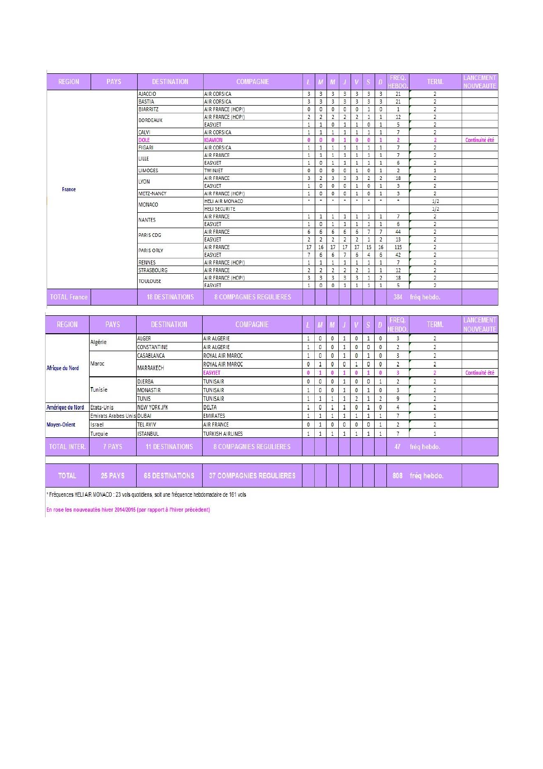| REGION | PAYS | DESTINATION | COMPAGNIE | L | M | M | J | V | S | D | FREQ. HEBDO. | TERM. | LANCEMENT NOUVEAUTE |
|---|---|---|---|---|---|---|---|---|---|---|---|---|---|
| France | | AJACCIO | AIR CORSICA | 3 | 3 | 3 | 3 | 3 | 3 | 3 | 21 | 2 | |
| | | BASTIA | AIR CORSICA | 3 | 3 | 3 | 3 | 3 | 3 | 3 | 21 | 2 | |
| | | BIARRITZ | AIR FRANCE (HOP!) | 0 | 0 | 0 | 0 | 0 | 1 | 0 | 1 | 2 | |
| | | BORDEAUX | AIR FRANCE (HOP!) | 2 | 2 | 2 | 2 | 2 | 1 | 1 | 12 | 2 | |
| | | | EASYJET | 1 | 1 | 0 | 1 | 1 | 0 | 1 | 5 | 2 | |
| | | CALVI | AIR CORSICA | 1 | 1 | 1 | 1 | 1 | 1 | 1 | 7 | 2 | |
| | | DOLE | IGAVION | 0 | 0 | 0 | 1 | 0 | 0 | 1 | 2 | 2 | Continuité été |
| | | FIGARI | AIR CORSICA | 1 | 1 | 1 | 1 | 1 | 1 | 1 | 7 | 2 | |
| | | LILLE | AIR FRANCE | 1 | 1 | 1 | 1 | 1 | 1 | 1 | 7 | 2 | |
| | | | EASYJET | 1 | 0 | 1 | 1 | 1 | 1 | 1 | 6 | 2 | |
| | | LIMOGES | TWINJET | 0 | 0 | 0 | 0 | 1 | 0 | 1 | 2 | 1 | |
| | | LYON | AIR FRANCE | 3 | 2 | 3 | 3 | 3 | 2 | 2 | 18 | 2 | |
| | | | EASYJET | 1 | 0 | 0 | 0 | 1 | 0 | 1 | 3 | 2 | |
| | | METZ-NANCY | AIR FRANCE (HOP!) | 1 | 0 | 0 | 0 | 1 | 0 | 1 | 3 | 2 | |
| | | MONACO | HELI AIR MONACO | * | * | * | * | * | * | * | * | 1/2 | |
| | | | HELI SECURITE | | | | | | | | | 1/2 | |
| | | NANTES | AIR FRANCE | 1 | 1 | 1 | 1 | 1 | 1 | 1 | 7 | 2 | |
| | | | EASYJET | 1 | 0 | 1 | 1 | 1 | 1 | 1 | 6 | 2 | |
| | | PARIS CDG | AIR FRANCE | 6 | 6 | 6 | 6 | 6 | 7 | 7 | 44 | 2 | |
| | | | EASYJET | 2 | 2 | 2 | 2 | 2 | 1 | 2 | 13 | 2 | |
| | | PARIS ORLY | AIR FRANCE | 17 | 16 | 17 | 17 | 17 | 15 | 16 | 115 | 2 | |
| | | | EASYJET | 7 | 6 | 6 | 7 | 6 | 4 | 6 | 42 | 2 | |
| | | RENNES | AIR FRANCE (HOP!) | 1 | 1 | 1 | 1 | 1 | 1 | 1 | 7 | 2 | |
| | | STRASBOURG | AIR FRANCE | 2 | 2 | 2 | 2 | 2 | 1 | 1 | 12 | 2 | |
| | | TOULOUSE | AIR FRANCE (HOP!) | 3 | 3 | 3 | 3 | 3 | 1 | 2 | 18 | 2 | |
| | | | EASYJET | 1 | 0 | 0 | 1 | 1 | 1 | 1 | 5 | 2 | |
| TOTAL France | | 18 DESTINATIONS | 8 COMPAGNIES REGULIERES | | | | | | | | 384 | fréq hebdo. | |

| REGION | PAYS | DESTINATION | COMPAGNIE | L | M | M | J | V | S | D | FREQ. HEBDO. | TERM. | LANCEMENT NOUVEAUTE |
|---|---|---|---|---|---|---|---|---|---|---|---|---|---|
| Afrique du Nord | Algérie | ALGER | AIR ALGERIE | 1 | 0 | 0 | 1 | 0 | 1 | 0 | 3 | 2 | |
| | | CONSTANTINE | AIR ALGERIE | 1 | 0 | 0 | 1 | 0 | 0 | 0 | 2 | 2 | |
| | Maroc | CASABLANCA | ROYAL AIR MAROC | 1 | 0 | 0 | 1 | 0 | 1 | 0 | 3 | 2 | |
| | | MARRAKECH | ROYAL AIR MAROC | 0 | 1 | 0 | 0 | 1 | 0 | 0 | 2 | 2 | |
| | | | EASYJET | 0 | 1 | 0 | 1 | 0 | 1 | 0 | 3 | 2 | Continuité été |
| | Tunisie | DJERBA | TUNISAIR | 0 | 0 | 0 | 1 | 0 | 0 | 1 | 2 | 2 | |
| | | MONASTIR | TUNISAIR | 1 | 0 | 0 | 1 | 0 | 1 | 0 | 3 | 2 | |
| | | TUNIS | TUNISAIR | 1 | 1 | 1 | 1 | 2 | 1 | 2 | 9 | 2 | |
| Amérique du Nord | Etats-Unis | NEW YORK JFK | DELTA | 1 | 0 | 1 | 1 | 0 | 1 | 0 | 4 | 2 | |
| Moyen-Orient | Emirats Arabes Unis | DUBAI | EMIRATES | 1 | 1 | 1 | 1 | 1 | 1 | 1 | 7 | 1 | |
| | Israel | TEL AVIV | AIR FRANCE | 0 | 1 | 0 | 0 | 0 | 0 | 1 | 2 | 2 | |
| | Turquie | ISTANBUL | TURKISH AIRLINES | 1 | 1 | 1 | 1 | 1 | 1 | 1 | 7 | 1 | |
| TOTAL INTER. | 7 PAYS | 11 DESTINATIONS | 8 COMPAGNIES REGULIERES | | | | | | | | 47 | fréq hebdo. | |
| TOTAL | 25 PAYS | 65 DESTINATIONS | 37 COMPAGNIES REGULIERES | | | | | | | | 808 | fréq hebdo. | |

* Fréquences HELI AIR MONACO : 23 vols quotidiens, soit une fréquence hebdomadaire de 161 vols

En rose les nouveautés hiver 2014/2015 (par rapport à l'hiver précédent)